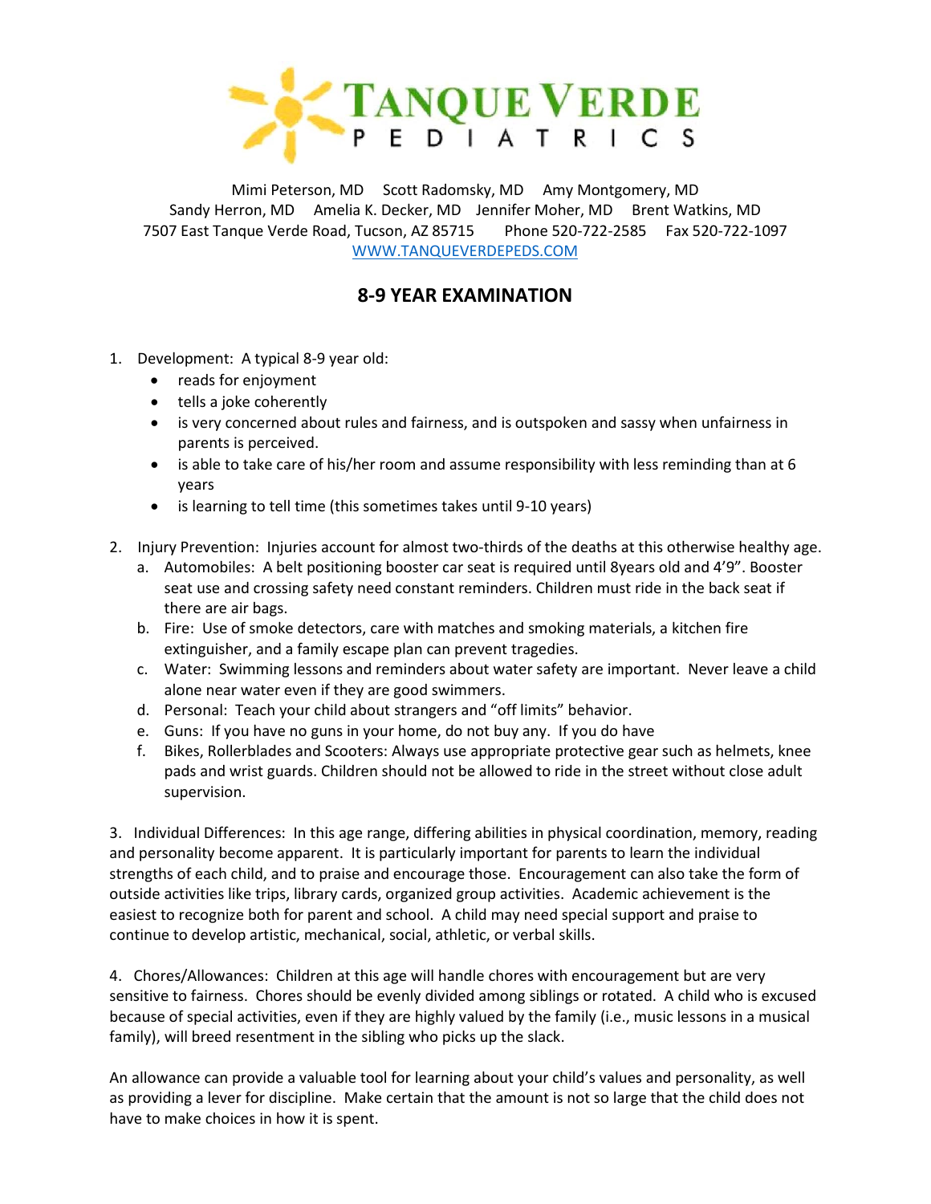# TANQUE VERDE PEDIATRICS

Mimi Peterson, MD Scott Radomsky, MD Amy Montgomery, MD
Sandy Herron, MD Amelia K. Decker, MD Jennifer Moher, MD Brent Watkins, MD
7507 East Tanque Verde Road, Tucson, AZ 85715 Phone 520-722-2585 Fax 520-722-1097
WWW.TANQUEVERDEPEDS.COM

## 8-9 YEAR EXAMINATION

1. Development: A typical 8-9 year old:
   - reads for enjoyment
   - tells a joke coherently
   - is very concerned about rules and fairness, and is outspoken and sassy when unfairness in parents is perceived.
   - is able to take care of his/her room and assume responsibility with less reminding than at 6 years
   - is learning to tell time (this sometimes takes until 9-10 years)

2. Injury Prevention: Injuries account for almost two-thirds of the deaths at this otherwise healthy age.
   a. Automobiles: A belt positioning booster car seat is required until 8years old and 4'9". Booster seat use and crossing safety need constant reminders. Children must ride in the back seat if there are air bags.
   b. Fire: Use of smoke detectors, care with matches and smoking materials, a kitchen fire extinguisher, and a family escape plan can prevent tragedies.
   c. Water: Swimming lessons and reminders about water safety are important. Never leave a child alone near water even if they are good swimmers.
   d. Personal: Teach your child about strangers and "off limits" behavior.
   e. Guns: If you have no guns in your home, do not buy any. If you do have
   f. Bikes, Rollerblades and Scooters: Always use appropriate protective gear such as helmets, knee pads and wrist guards. Children should not be allowed to ride in the street without close adult supervision.

3. Individual Differences: In this age range, differing abilities in physical coordination, memory, reading and personality become apparent. It is particularly important for parents to learn the individual strengths of each child, and to praise and encourage those. Encouragement can also take the form of outside activities like trips, library cards, organized group activities. Academic achievement is the easiest to recognize both for parent and school. A child may need special support and praise to continue to develop artistic, mechanical, social, athletic, or verbal skills.

4. Chores/Allowances: Children at this age will handle chores with encouragement but are very sensitive to fairness. Chores should be evenly divided among siblings or rotated. A child who is excused because of special activities, even if they are highly valued by the family (i.e., music lessons in a musical family), will breed resentment in the sibling who picks up the slack.

An allowance can provide a valuable tool for learning about your child's values and personality, as well as providing a lever for discipline. Make certain that the amount is not so large that the child does not have to make choices in how it is spent.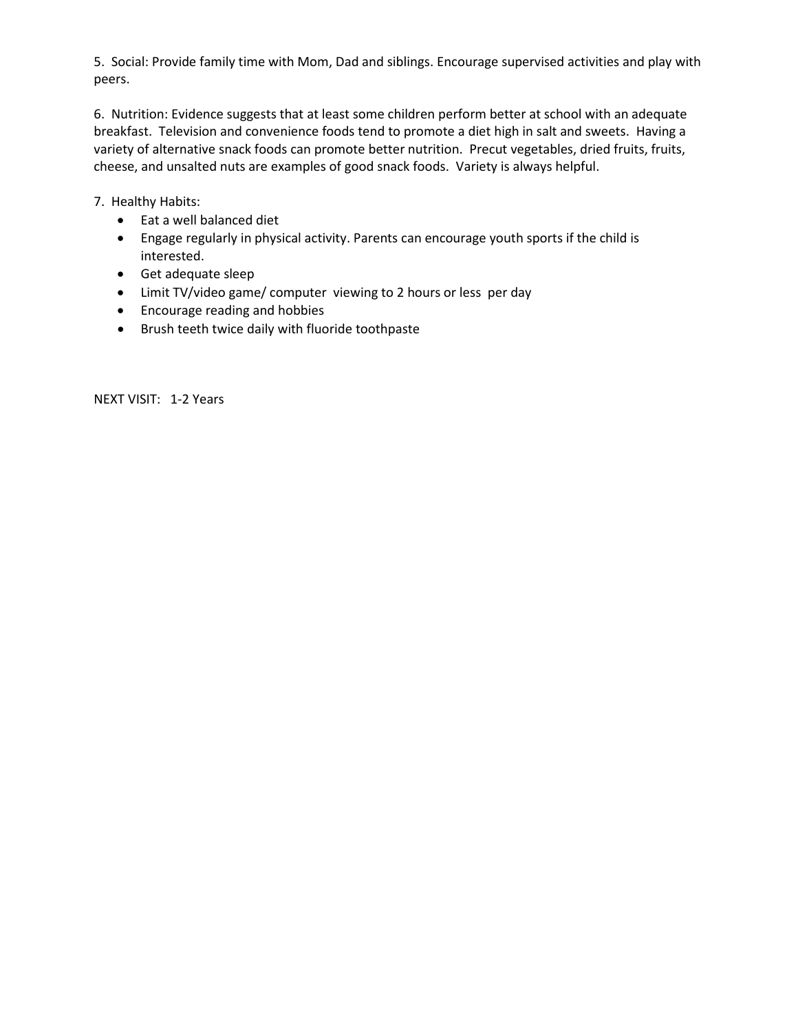5. Social: Provide family time with Mom, Dad and siblings. Encourage supervised activities and play with peers.

6. Nutrition: Evidence suggests that at least some children perform better at school with an adequate breakfast. Television and convenience foods tend to promote a diet high in salt and sweets. Having a variety of alternative snack foods can promote better nutrition. Precut vegetables, dried fruits, fruits, cheese, and unsalted nuts are examples of good snack foods. Variety is always helpful.

7. Healthy Habits:

- Eat a well balanced diet
- Engage regularly in physical activity. Parents can encourage youth sports if the child is interested.
- Get adequate sleep
- Limit TV/video game/ computer viewing to 2 hours or less per day
- Encourage reading and hobbies
- Brush teeth twice daily with fluoride toothpaste

NEXT VISIT: 1-2 Years